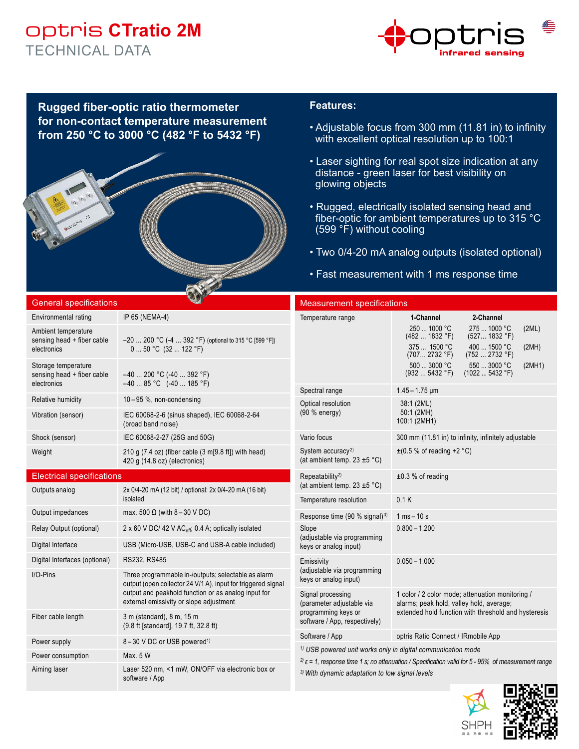# optris CTratio 2M

## TECHNICAL DATA

**Rugged fiber-optic ratio thermometer for non-contact temperature measurement from 250 °C to 3000 °C (482 °F to 5432 °F)**

**Features:**

- Adjustable focus from 300 mm (11.81 in) to infinity with excellent optical resolution up to 100:1
- Laser sighting for real spot size indication at any distance - green laser for best visibility on glowing objects
- Rugged, electrically isolated sensing head and fiber-optic for ambient temperatures up to 315 °C (599 °F) without cooling
- Two 0/4-20 mA analog outputs (isolated optional)
- Fast measurement with 1 ms response time

## General specifications

| | |
|---|---|
| Environmental rating | IP 65 (NEMA-4) |
| Ambient temperature sensing head + fiber cable electronics | –20 ... 200 °C (-4 ... 392 °F) (optional to 315 °C [599 °F]) 0 ... 50 °C (32 ... 122 °F) |
| Storage temperature sensing head + fiber cable electronics | –40 ... 200 °C (-40 ... 392 °F) –40 ... 85 °C (-40 ... 185 °F) |
| Relative humidity | 10 – 95 %, non-condensing |
| Vibration (sensor) | IEC 60068-2-6 (sinus shaped), IEC 60068-2-64 (broad band noise) |
| Shock (sensor) | IEC 60068-2-27 (25G and 50G) |
| Weight | 210 g (7.4 oz) (fiber cable (3 m[9.8 ft]) with head) 420 g (14.8 oz) (electronics) |

## Electrical specifications

| | |
|---|---|
| Outputs analog | 2x 0/4-20 mA (12 bit) / optional: 2x 0/4-20 mA (16 bit) isolated |
| Output impedances | max. 500 Ω (with 8 – 30 V DC) |
| Relay Output (optional) | 2 x 60 V DC/ 42 V $AC_{eff}$; 0.4 A; optically isolated |
| Digital Interface | USB (Micro-USB, USB-C and USB-A cable included) |
| Digital Interfaces (optional) | RS232, RS485 |
| I/O-Pins | Three programmable in-/outputs; selectable as alarm output (open collector 24 V/1 A), input for triggered signal output and peakhold function or as analog input for external emissivity or slope adjustment |
| Fiber cable length | 3 m (standard), 8 m, 15 m (9.8 ft [standard], 19.7 ft, 32.8 ft) |
| Power supply | 8 – 30 V DC or USB powered[1)] |
| Power consumption | Max. 5 W |
| Aiming laser | Laser 520 nm, <1 mW, ON/OFF via electronic box or software / App |

## Measurement specifications

| | 1-Channel | 2-Channel | |
|---|---|---|---|
| Temperature range | 250 ... 1000 °C (482 ... 1832 °F) | 275 ... 1000 °C (527... 1832 °F) | (2ML) |
| | 375 ... 1500 °C (707... 2732 °F) | 400 ... 1500 °C (752 ... 2732 °F) | (2MH) |
| | 500 ... 3000 °C (932 ... 5432 °F) | 550 ... 3000 °C (1022 ... 5432 °F) | (2MH1) |

| | |
|---|---|
| Spectral range | 1.45 – 1.75 µm |
| Optical resolution (90 % energy) | 38:1 (2ML) 50:1 (2MH) 100:1 (2MH1) |
| Vario focus | 300 mm (11.81 in) to infinity, infinitely adjustable |
| System accuracy[2)] (at ambient temp. 23 ±5 °C) | ±(0.5 % of reading +2 °C) |
| Repeatability[2)] (at ambient temp. 23 ±5 °C) | ±0.3 % of reading |
| Temperature resolution | 0.1 K |
| Response time (90 % signal)[3)] | 1 ms – 10 s |
| Slope (adjustable via programming keys or analog input) | 0.800 – 1.200 |
| Emissivity (adjustable via programming keys or analog input) | 0.050 – 1.000 |
| Signal processing (parameter adjustable via programming keys or software / App, respectively) | 1 color / 2 color mode; attenuation monitoring / alarms; peak hold, valley hold, average; extended hold function with threshold and hysteresis |
| Software / App | optris Ratio Connect / IRmobile App |

*[1)] USB powered unit works only in digital communication mode*

*[2)] ε = 1, response time 1 s; no attenuation / Specification valid for 5 - 95% of measurement range*

*[3)] With dynamic adaptation to low signal levels*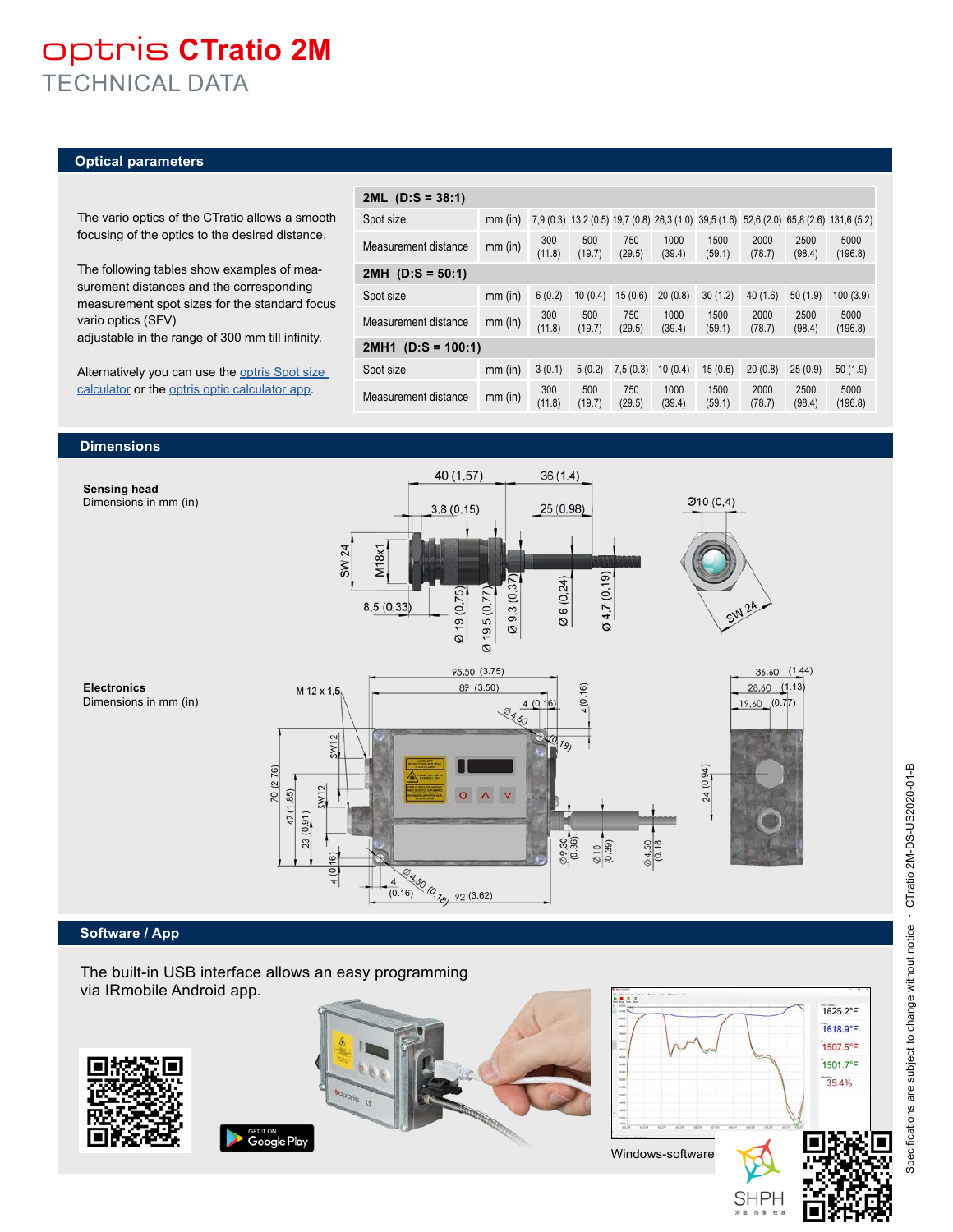# optris CTratio 2M

## TECHNICAL DATA

### Optical parameters

The vario optics of the CTratio allows a smooth focusing of the optics to the desired distance.

The following tables show examples of measurement distances and the corresponding measurement spot sizes for the standard focus vario optics (SFV) adjustable in the range of 300 mm till infinity.

Alternatively you can use the optris Spot size calculator or the optris optic calculator app.

| 2ML (D:S = 38:1) | | | | | | | | | |
|---|---|---|---|---|---|---|---|---|---|
| Spot size | mm (in) | 7,9 (0.3) | 13,2 (0.5) | 19,7 (0.8) | 26,3 (1.0) | 39,5 (1.6) | 52,6 (2.0) | 65,8 (2.6) | 131,6 (5.2) |
| Measurement distance | mm (in) | 300 (11.8) | 500 (19.7) | 750 (29.5) | 1000 (39.4) | 1500 (59.1) | 2000 (78.7) | 2500 (98.4) | 5000 (196.8) |
| **2MH (D:S = 50:1)** | | | | | | | | | |
| Spot size | mm (in) | 6 (0.2) | 10 (0.4) | 15 (0.6) | 20 (0.8) | 30 (1.2) | 40 (1.6) | 50 (1.9) | 100 (3.9) |
| Measurement distance | mm (in) | 300 (11.8) | 500 (19.7) | 750 (29.5) | 1000 (39.4) | 1500 (59.1) | 2000 (78.7) | 2500 (98.4) | 5000 (196.8) |
| **2MH1 (D:S = 100:1)** | | | | | | | | | |
| Spot size | mm (in) | 3 (0.1) | 5 (0.2) | 7,5 (0.3) | 10 (0.4) | 15 (0.6) | 20 (0.8) | 25 (0.9) | 50 (1.9) |
| Measurement distance | mm (in) | 300 (11.8) | 500 (19.7) | 750 (29.5) | 1000 (39.4) | 1500 (59.1) | 2000 (78.7) | 2500 (98.4) | 5000 (196.8) |

### Dimensions

**Sensing head**
Dimensions in mm (in)

40 (1,57)
36 (1,4)
3,8 (0,15)
25 (0,98)
Ø10 (0,4)
SW 24
M18x1
8,5 (0,33)
Ø 19 (0,75)
Ø 19,5 (0,77)
Ø 9,3 (0,37)
Ø 6 (0,24)
Ø 4,7 (0,19)
SW 24

**Electronics**
Dimensions in mm (in)

M 12 x 1,5
95,50 (3.75)
89 (3.50)
4 (0.16)
Ø 4,50
4 (0.16)
(0.18)
SW12
SW12
70 (2.76)
47 (1.85)
23 (0.91)
4 (0.16)
4 (0.16)
Ø 4,50 (0.18)
92 (3.62)
Ø 9,30 (0.36)
Ø 10 (0.39)
Ø 4,50 (0.18)
36,60 (1.44)
28,60 (1.13)
19,60 (0.77)
24 (0.94)

### Software / App

The built-in USB interface allows an easy programming via IRmobile Android app.

GET IT ON Google Play

1625.2°F
1618.9°F
1507.5°F
1501.7°F
35.4%

Windows-software

Specifications are subject to change without notice · CTratio 2M-DS-US2020-01-B

SHPH